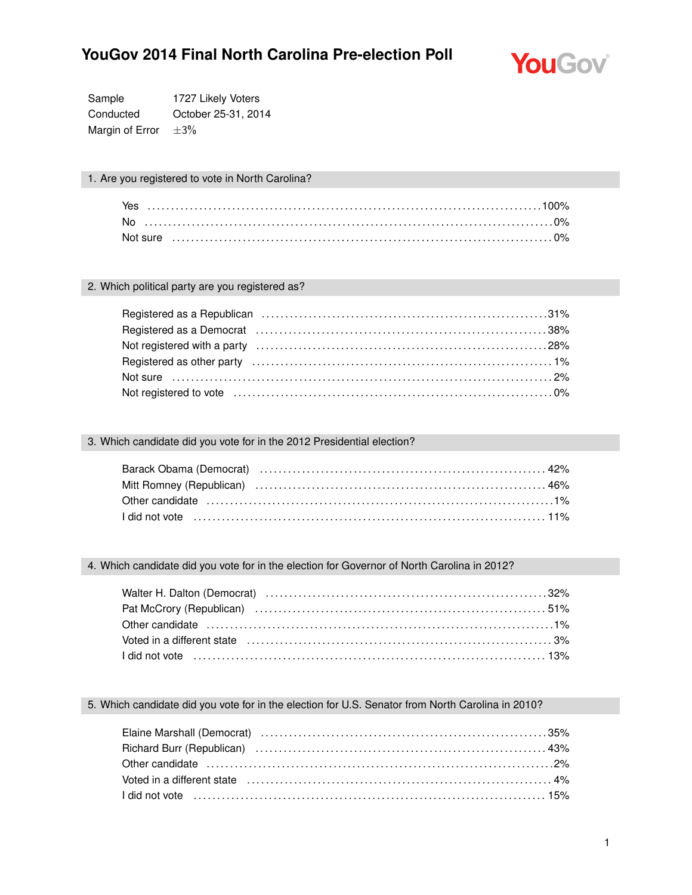# YouGov 2014 Final North Carolina Pre-election Poll

| | |
|---|---|
| Sample | 1727 Likely Voters |
| Conducted | October 25-31, 2014 |
| Margin of Error | ±3% |

## 1. Are you registered to vote in North Carolina?

| Response | % |
|---|---|
| Yes | 100% |
| No | 0% |
| Not sure | 0% |

## 2. Which political party are you registered as?

| Response | % |
|---|---|
| Registered as a Republican | 31% |
| Registered as a Democrat | 38% |
| Not registered with a party | 28% |
| Registered as other party | 1% |
| Not sure | 2% |
| Not registered to vote | 0% |

## 3. Which candidate did you vote for in the 2012 Presidential election?

| Response | % |
|---|---|
| Barack Obama (Democrat) | 42% |
| Mitt Romney (Republican) | 46% |
| Other candidate | 1% |
| I did not vote | 11% |

## 4. Which candidate did you vote for in the election for Governor of North Carolina in 2012?

| Response | % |
|---|---|
| Walter H. Dalton (Democrat) | 32% |
| Pat McCrory (Republican) | 51% |
| Other candidate | 1% |
| Voted in a different state | 3% |
| I did not vote | 13% |

## 5. Which candidate did you vote for in the election for U.S. Senator from North Carolina in 2010?

| Response | % |
|---|---|
| Elaine Marshall (Democrat) | 35% |
| Richard Burr (Republican) | 43% |
| Other candidate | 2% |
| Voted in a different state | 4% |
| I did not vote | 15% |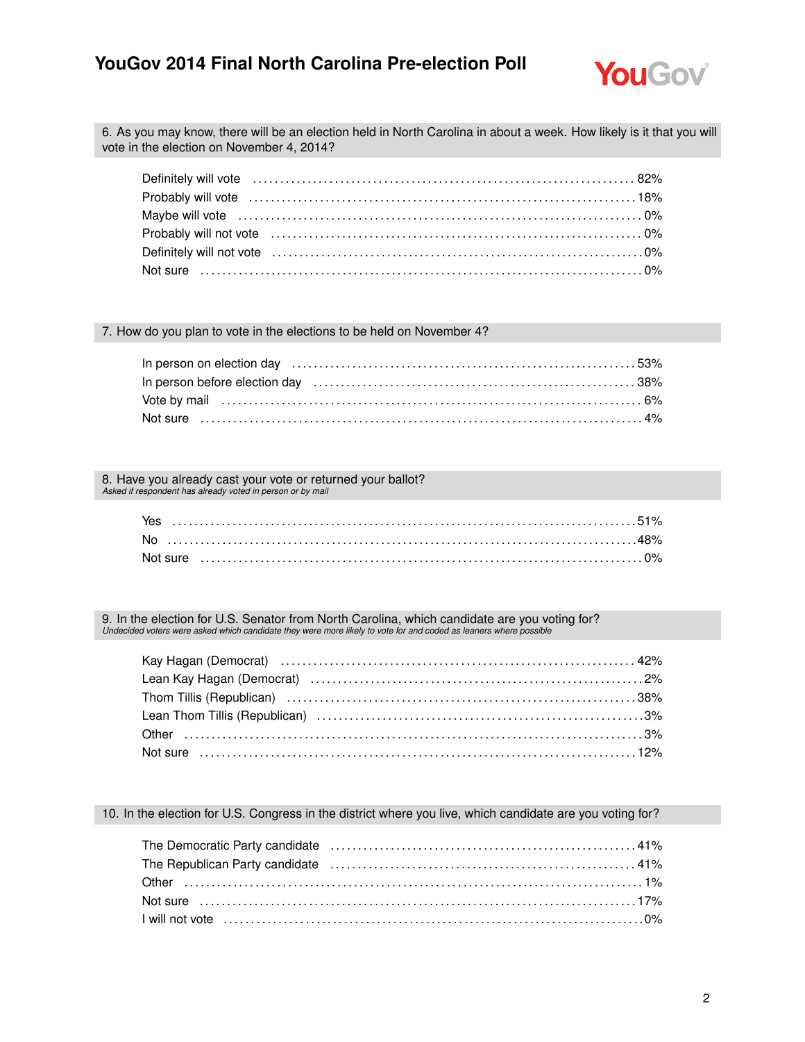6. As you may know, there will be an election held in North Carolina in about a week. How likely is it that you will vote in the election on November 4, 2014?

| | |
|---|---|
| Definitely will vote | 82% |
| Probably will vote | 18% |
| Maybe will vote | 0% |
| Probably will not vote | 0% |
| Definitely will not vote | 0% |
| Not sure | 0% |

7. How do you plan to vote in the elections to be held on November 4?

| | |
|---|---|
| In person on election day | 53% |
| In person before election day | 38% |
| Vote by mail | 6% |
| Not sure | 4% |

8. Have you already cast your vote or returned your ballot?
*Asked if respondent has already voted in person or by mail*

| | |
|---|---|
| Yes | 51% |
| No | 48% |
| Not sure | 0% |

9. In the election for U.S. Senator from North Carolina, which candidate are you voting for?
*Undecided voters were asked which candidate they were more likely to vote for and coded as leaners where possible*

| | |
|---|---|
| Kay Hagan (Democrat) | 42% |
| Lean Kay Hagan (Democrat) | 2% |
| Thom Tillis (Republican) | 38% |
| Lean Thom Tillis (Republican) | 3% |
| Other | 3% |
| Not sure | 12% |

10. In the election for U.S. Congress in the district where you live, which candidate are you voting for?

| | |
|---|---|
| The Democratic Party candidate | 41% |
| The Republican Party candidate | 41% |
| Other | 1% |
| Not sure | 17% |
| I will not vote | 0% |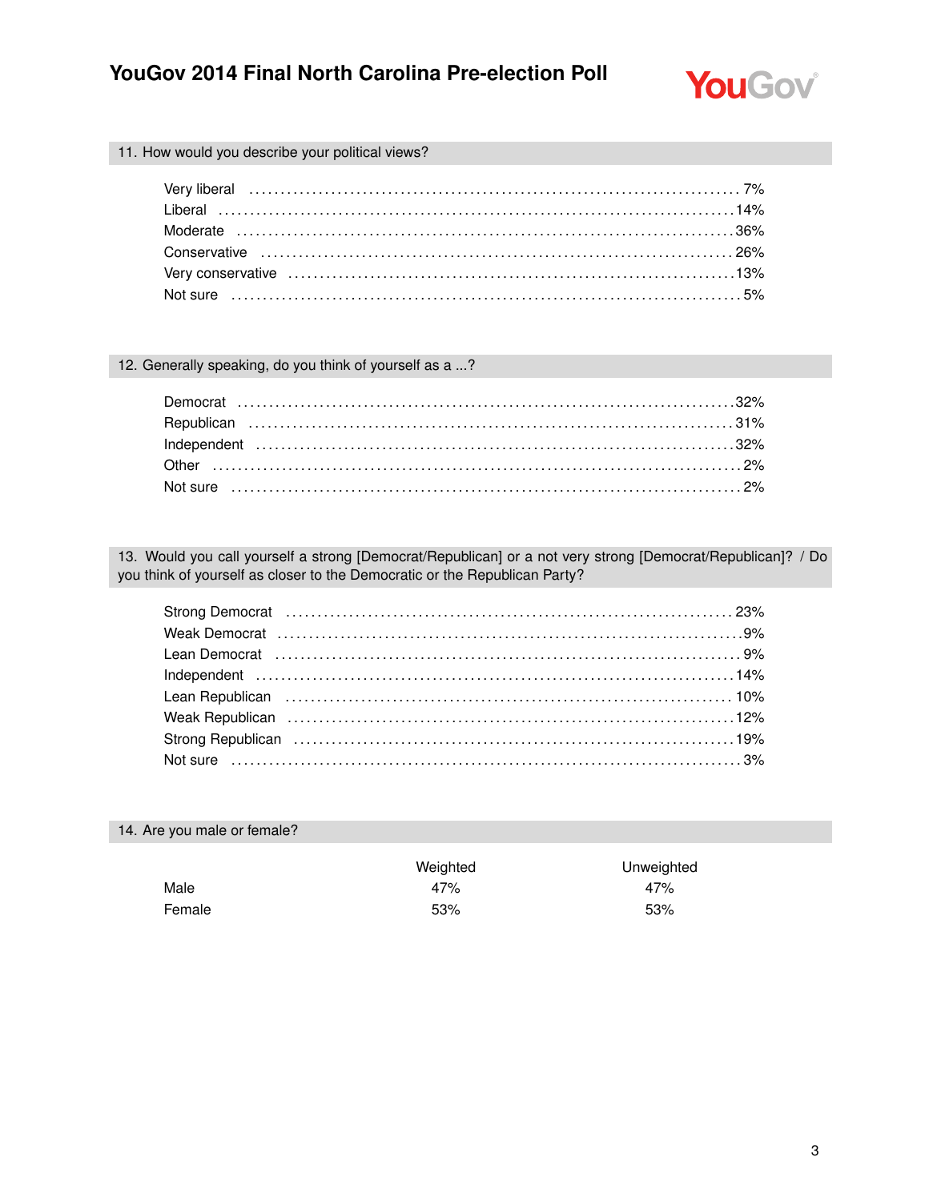## 11. How would you describe your political views?

| | |
|---|---|
| Very liberal | 7% |
| Liberal | 14% |
| Moderate | 36% |
| Conservative | 26% |
| Very conservative | 13% |
| Not sure | 5% |

## 12. Generally speaking, do you think of yourself as a ...?

| | |
|---|---|
| Democrat | 32% |
| Republican | 31% |
| Independent | 32% |
| Other | 2% |
| Not sure | 2% |

## 13. Would you call yourself a strong [Democrat/Republican] or a not very strong [Democrat/Republican]? / Do you think of yourself as closer to the Democratic or the Republican Party?

| | |
|---|---|
| Strong Democrat | 23% |
| Weak Democrat | 9% |
| Lean Democrat | 9% |
| Independent | 14% |
| Lean Republican | 10% |
| Weak Republican | 12% |
| Strong Republican | 19% |
| Not sure | 3% |

## 14. Are you male or female?

| | Weighted | Unweighted |
|---|---|---|
| Male | 47% | 47% |
| Female | 53% | 53% |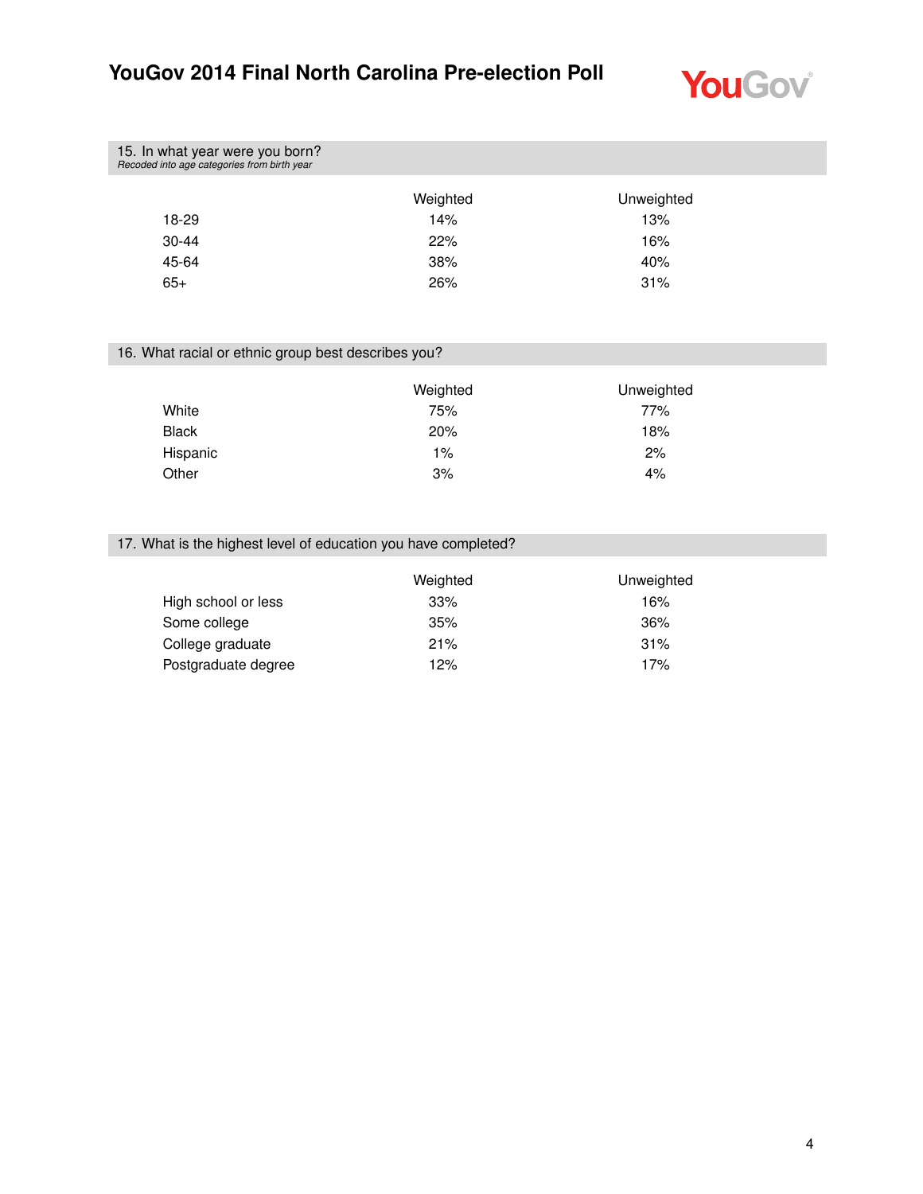## 15. In what year were you born?

*Recoded into age categories from birth year*

| | Weighted | Unweighted |
|---|---|---|
| 18-29 | 14% | 13% |
| 30-44 | 22% | 16% |
| 45-64 | 38% | 40% |
| 65+ | 26% | 31% |

## 16. What racial or ethnic group best describes you?

| | Weighted | Unweighted |
|---|---|---|
| White | 75% | 77% |
| Black | 20% | 18% |
| Hispanic | 1% | 2% |
| Other | 3% | 4% |

## 17. What is the highest level of education you have completed?

| | Weighted | Unweighted |
|---|---|---|
| High school or less | 33% | 16% |
| Some college | 35% | 36% |
| College graduate | 21% | 31% |
| Postgraduate degree | 12% | 17% |